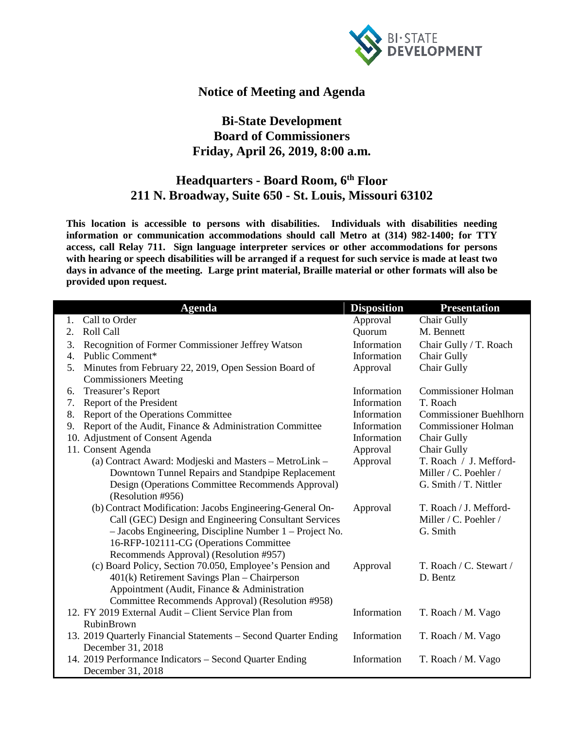# Notice of Meeting and Agenda

## Bi-State Development Board of Commissioners Friday, April 26, 2019, 8:00 a.m.

## Headquarters - Board Room, 6th Floor 211 N. Broadway, Suite 650 - St. Louis, Missouri 63102

**This location is accessible to persons with disabilities. Individuals with disabilities needing information or communication accommodations should call Metro at (314) 982-1400; for TTY access, call Relay 711. Sign language interpreter services or other accommodations for persons with hearing or speech disabilities will be arranged if a request for such service is made at least two days in advance of the meeting. Large print material, Braille material or other formats will also be provided upon request.**

| Agenda | Disposition | Presentation |
|---|---|---|
| 1. Call to Order | Approval | Chair Gully |
| 2. Roll Call | Quorum | M. Bennett |
| 3. Recognition of Former Commissioner Jeffrey Watson | Information | Chair Gully / T. Roach |
| 4. Public Comment* | Information | Chair Gully |
| 5. Minutes from February 22, 2019, Open Session Board of Commissioners Meeting | Approval | Chair Gully |
| 6. Treasurer's Report | Information | Commissioner Holman |
| 7. Report of the President | Information | T. Roach |
| 8. Report of the Operations Committee | Information | Commissioner Buehlhorn |
| 9. Report of the Audit, Finance & Administration Committee | Information | Commissioner Holman |
| 10. Adjustment of Consent Agenda | Information | Chair Gully |
| 11. Consent Agenda | Approval | Chair Gully |
| (a) Contract Award: Modjeski and Masters – MetroLink – Downtown Tunnel Repairs and Standpipe Replacement Design (Operations Committee Recommends Approval) (Resolution #956) | Approval | T. Roach / J. Mefford-Miller / C. Poehler / G. Smith / T. Nittler |
| (b) Contract Modification: Jacobs Engineering-General On-Call (GEC) Design and Engineering Consultant Services – Jacobs Engineering, Discipline Number 1 – Project No. 16-RFP-102111-CG (Operations Committee Recommends Approval) (Resolution #957) | Approval | T. Roach / J. Mefford-Miller / C. Poehler / G. Smith |
| (c) Board Policy, Section 70.050, Employee's Pension and 401(k) Retirement Savings Plan – Chairperson Appointment (Audit, Finance & Administration Committee Recommends Approval) (Resolution #958) | Approval | T. Roach / C. Stewart / D. Bentz |
| 12. FY 2019 External Audit – Client Service Plan from RubinBrown | Information | T. Roach / M. Vago |
| 13. 2019 Quarterly Financial Statements – Second Quarter Ending December 31, 2018 | Information | T. Roach / M. Vago |
| 14. 2019 Performance Indicators – Second Quarter Ending December 31, 2018 | Information | T. Roach / M. Vago |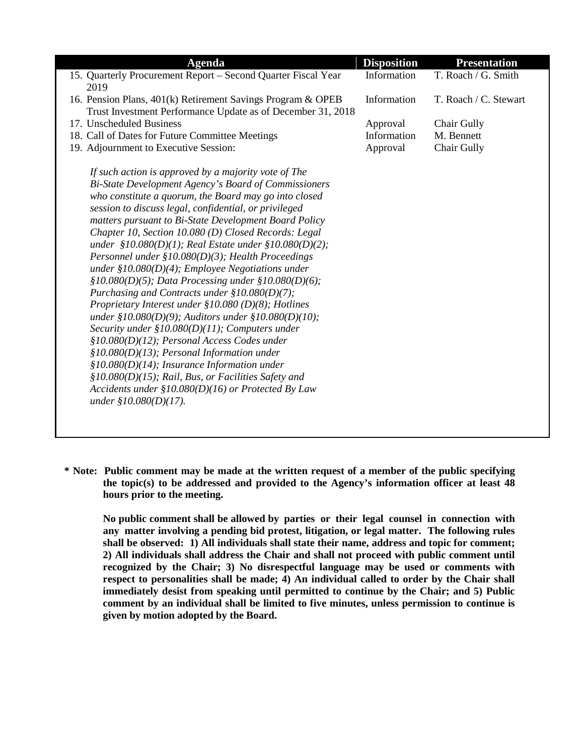| Agenda | Disposition | Presentation |
|---|---|---|
| 15. Quarterly Procurement Report – Second Quarter Fiscal Year 2019 | Information | T. Roach / G. Smith |
| 16. Pension Plans, 401(k) Retirement Savings Program & OPEB Trust Investment Performance Update as of December 31, 2018 | Information | T. Roach / C. Stewart |
| 17. Unscheduled Business | Approval | Chair Gully |
| 18. Call of Dates for Future Committee Meetings | Information | M. Bennett |
| 19. Adjournment to Executive Session: | Approval | Chair Gully |
| *If such action is approved by a majority vote of The Bi-State Development Agency's Board of Commissioners who constitute a quorum, the Board may go into closed session to discuss legal, confidential, or privileged matters pursuant to Bi-State Development Board Policy Chapter 10, Section 10.080 (D) Closed Records: Legal under §10.080(D)(1); Real Estate under §10.080(D)(2); Personnel under §10.080(D)(3); Health Proceedings under §10.080(D)(4); Employee Negotiations under §10.080(D)(5); Data Processing under §10.080(D)(6); Purchasing and Contracts under §10.080(D)(7); Proprietary Interest under §10.080 (D)(8); Hotlines under §10.080(D)(9); Auditors under §10.080(D)(10); Security under §10.080(D)(11); Computers under §10.080(D)(12); Personal Access Codes under §10.080(D)(13); Personal Information under §10.080(D)(14); Insurance Information under §10.080(D)(15); Rail, Bus, or Facilities Safety and Accidents under §10.080(D)(16) or Protected By Law under §10.080(D)(17).* | | |

**\* Note: Public comment may be made at the written request of a member of the public specifying the topic(s) to be addressed and provided to the Agency's information officer at least 48 hours prior to the meeting.**

**No public comment shall be allowed by parties or their legal counsel in connection with any matter involving a pending bid protest, litigation, or legal matter. The following rules shall be observed: 1) All individuals shall state their name, address and topic for comment; 2) All individuals shall address the Chair and shall not proceed with public comment until recognized by the Chair; 3) No disrespectful language may be used or comments with respect to personalities shall be made; 4) An individual called to order by the Chair shall immediately desist from speaking until permitted to continue by the Chair; and 5) Public comment by an individual shall be limited to five minutes, unless permission to continue is given by motion adopted by the Board.**